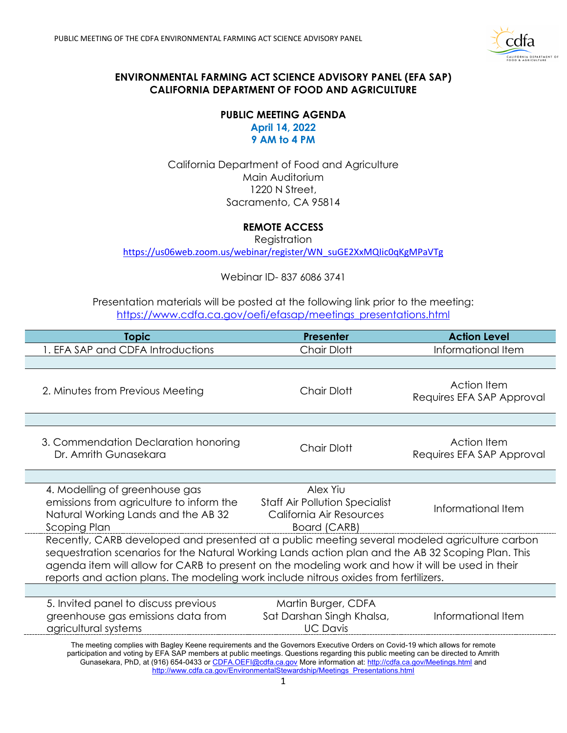## ENVIRONMENTAL FARMING ACT SCIENCE ADVISORY PANEL (EFA SAP)
## CALIFORNIA DEPARTMENT OF FOOD AND AGRICULTURE

### PUBLIC MEETING AGENDA

**April 14, 2022**
**9 AM to 4 PM**

California Department of Food and Agriculture
Main Auditorium
1220 N Street,
Sacramento, CA 95814

### REMOTE ACCESS

Registration
https://us06web.zoom.us/webinar/register/WN_suGE2XxMQIic0qKgMPaVTg

Webinar ID- 837 6086 3741

Presentation materials will be posted at the following link prior to the meeting:
https://www.cdfa.ca.gov/oefi/efasap/meetings_presentations.html

| Topic | Presenter | Action Level |
|---|---|---|
| 1. EFA SAP and CDFA Introductions | Chair Dlott | Informational Item |
| 2. Minutes from Previous Meeting | Chair Dlott | Action Item Requires EFA SAP Approval |
| 3. Commendation Declaration honoring Dr. Amrith Gunasekara | Chair Dlott | Action Item Requires EFA SAP Approval |
| 4. Modelling of greenhouse gas emissions from agriculture to inform the Natural Working Lands and the AB 32 Scoping Plan | Alex Yiu Staff Air Pollution Specialist California Air Resources Board (CARB) | Informational Item |
| Recently, CARB developed and presented at a public meeting several modeled agriculture carbon sequestration scenarios for the Natural Working Lands action plan and the AB 32 Scoping Plan. This agenda item will allow for CARB to present on the modeling work and how it will be used in their reports and action plans. The modeling work include nitrous oxides from fertilizers. | | |
| 5. Invited panel to discuss previous greenhouse gas emissions data from agricultural systems | Martin Burger, CDFA Sat Darshan Singh Khalsa, UC Davis | Informational Item |

The meeting complies with Bagley Keene requirements and the Governors Executive Orders on Covid-19 which allows for remote participation and voting by EFA SAP members at public meetings. Questions regarding this public meeting can be directed to Amrith Gunasekara, PhD, at (916) 654-0433 or CDFA.OEFI@cdfa.ca.gov More information at: http://cdfa.ca.gov/Meetings.html and http://www.cdfa.ca.gov/EnvironmentalStewardship/Meetings_Presentations.html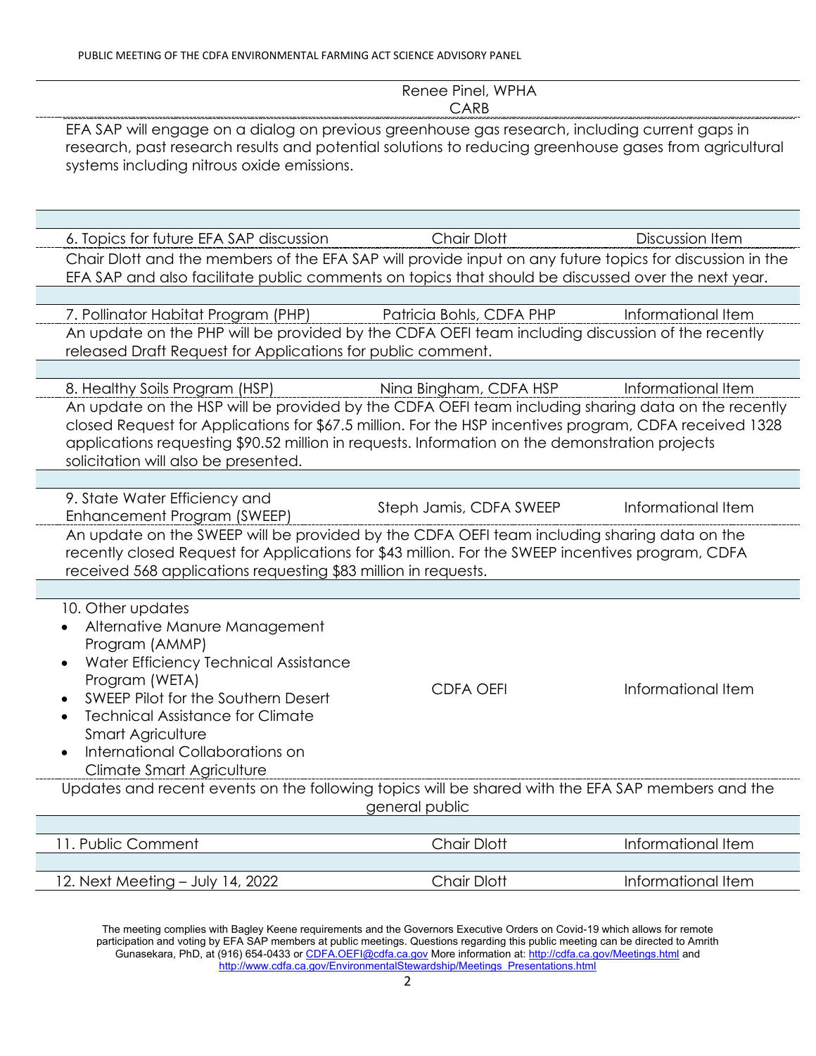| | | |
|---|---|---|
| | Renee Pinel, WPHA<br>CARB | |

EFA SAP will engage on a dialog on previous greenhouse gas research, including current gaps in research, past research results and potential solutions to reducing greenhouse gases from agricultural systems including nitrous oxide emissions.

| | | |
|---|---|---|
| 6. Topics for future EFA SAP discussion | Chair Dlott | Discussion Item |

Chair Dlott and the members of the EFA SAP will provide input on any future topics for discussion in the EFA SAP and also facilitate public comments on topics that should be discussed over the next year.

| | | |
|---|---|---|
| 7. Pollinator Habitat Program (PHP) | Patricia Bohls, CDFA PHP | Informational Item |

An update on the PHP will be provided by the CDFA OEFI team including discussion of the recently released Draft Request for Applications for public comment.

| | | |
|---|---|---|
| 8. Healthy Soils Program (HSP) | Nina Bingham, CDFA HSP | Informational Item |

An update on the HSP will be provided by the CDFA OEFI team including sharing data on the recently closed Request for Applications for $67.5 million. For the HSP incentives program, CDFA received 1328 applications requesting $90.52 million in requests. Information on the demonstration projects solicitation will also be presented.

| | | |
|---|---|---|
| 9. State Water Efficiency and Enhancement Program (SWEEP) | Steph Jamis, CDFA SWEEP | Informational Item |

An update on the SWEEP will be provided by the CDFA OEFI team including sharing data on the recently closed Request for Applications for $43 million. For the SWEEP incentives program, CDFA received 568 applications requesting $83 million in requests.

| | | |
|---|---|---|
| 10. Other updates<br>• Alternative Manure Management Program (AMMP)<br>• Water Efficiency Technical Assistance Program (WETA)<br>• SWEEP Pilot for the Southern Desert<br>• Technical Assistance for Climate Smart Agriculture<br>• International Collaborations on Climate Smart Agriculture | CDFA OEFI | Informational Item |

Updates and recent events on the following topics will be shared with the EFA SAP members and the general public

| | | |
|---|---|---|
| 11. Public Comment | Chair Dlott | Informational Item |
| 12. Next Meeting – July 14, 2022 | Chair Dlott | Informational Item |

The meeting complies with Bagley Keene requirements and the Governors Executive Orders on Covid-19 which allows for remote participation and voting by EFA SAP members at public meetings. Questions regarding this public meeting can be directed to Amrith Gunasekara, PhD, at (916) 654-0433 or CDFA.OEFI@cdfa.ca.gov More information at: http://cdfa.ca.gov/Meetings.html and http://www.cdfa.ca.gov/EnvironmentalStewardship/Meetings_Presentations.html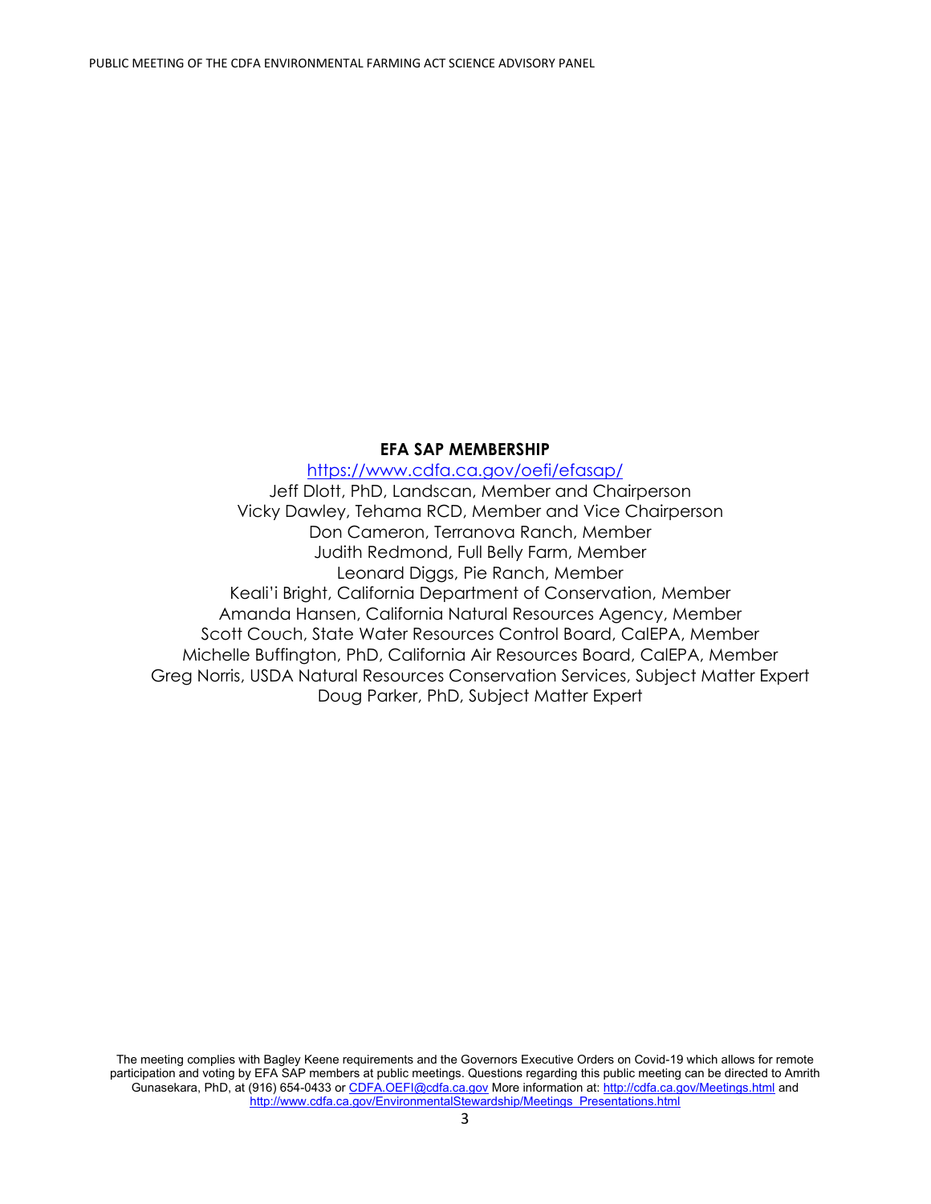**EFA SAP MEMBERSHIP**

https://www.cdfa.ca.gov/oefi/efasap/

Jeff Dlott, PhD, Landscan, Member and Chairperson
Vicky Dawley, Tehama RCD, Member and Vice Chairperson
Don Cameron, Terranova Ranch, Member
Judith Redmond, Full Belly Farm, Member
Leonard Diggs, Pie Ranch, Member
Keali'i Bright, California Department of Conservation, Member
Amanda Hansen, California Natural Resources Agency, Member
Scott Couch, State Water Resources Control Board, CalEPA, Member
Michelle Buffington, PhD, California Air Resources Board, CalEPA, Member
Greg Norris, USDA Natural Resources Conservation Services, Subject Matter Expert
Doug Parker, PhD, Subject Matter Expert